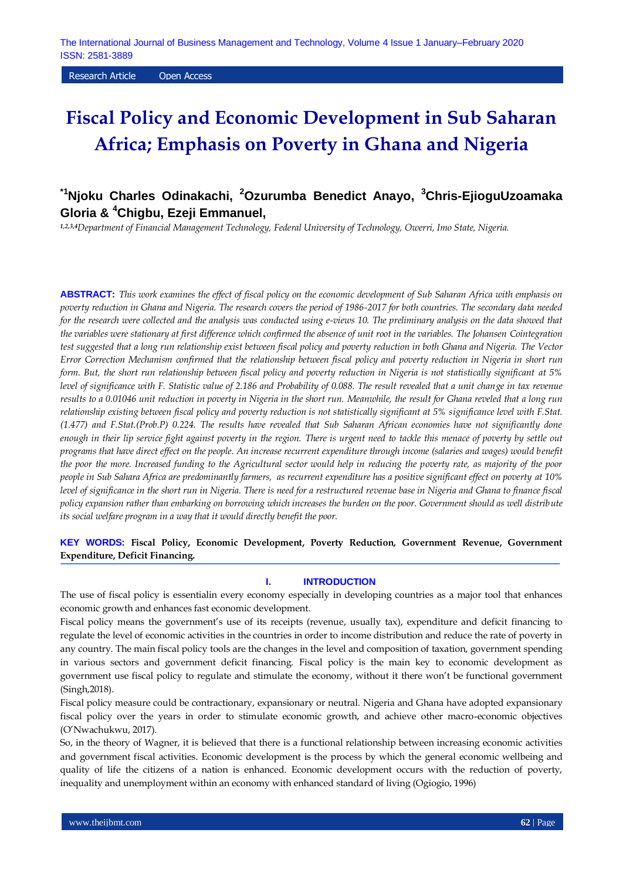Research Article Open Access

# Fiscal Policy and Economic Development in Sub Saharan Africa; Emphasis on Poverty in Ghana and Nigeria

**[*1]Njoku Charles Odinakachi, [2]Ozurumba Benedict Anayo, [3]Chris-EjioguUzoamaka Gloria & [4]Chigbu, Ezeji Emmanuel,**

*[1,2,3,4]Department of Financial Management Technology, Federal University of Technology, Owerri, Imo State, Nigeria.*

**ABSTRACT:** *This work examines the effect of fiscal policy on the economic development of Sub Saharan Africa with emphasis on poverty reduction in Ghana and Nigeria. The research covers the period of 1986-2017 for both countries. The secondary data needed for the research were collected and the analysis was conducted using e-views 10. The preliminary analysis on the data showed that the variables were stationary at first difference which confirmed the absence of unit root in the variables. The Johansen Cointegration test suggested that a long run relationship exist between fiscal policy and poverty reduction in both Ghana and Nigeria. The Vector Error Correction Mechanism confirmed that the relationship between fiscal policy and poverty reduction in Nigeria in short run form. But, the short run relationship between fiscal policy and poverty reduction in Nigeria is not statistically significant at 5% level of significance with F. Statistic value of 2.186 and Probability of 0.088. The result revealed that a unit change in tax revenue results to a 0.01046 unit reduction in poverty in Nigeria in the short run. Meanwhile, the result for Ghana reveled that a long run relationship existing between fiscal policy and poverty reduction is not statistically significant at 5% significance level with F.Stat. (1.477) and F.Stat.(Prob.P) 0.224. The results have revealed that Sub Saharan African economies have not significantly done enough in their lip service fight against poverty in the region. There is urgent need to tackle this menace of poverty by settle out programs that have direct effect on the people. An increase recurrent expenditure through income (salaries and wages) would benefit the poor the more. Increased funding to the Agricultural sector would help in reducing the poverty rate, as majority of the poor people in Sub Sahara Africa are predominantly farmers, as recurrent expenditure has a positive significant effect on poverty at 10% level of significance in the short run in Nigeria. There is need for a restructured revenue base in Nigeria and Ghana to finance fiscal policy expansion rather than embarking on borrowing which increases the burden on the poor. Government should as well distribute its social welfare program in a way that it would directly benefit the poor.*

**KEY WORDS: Fiscal Policy, Economic Development, Poverty Reduction, Government Revenue, Government Expenditure, Deficit Financing.**

## I. INTRODUCTION

The use of fiscal policy is essentialin every economy especially in developing countries as a major tool that enhances economic growth and enhances fast economic development.

Fiscal policy means the government's use of its receipts (revenue, usually tax), expenditure and deficit financing to regulate the level of economic activities in the countries in order to income distribution and reduce the rate of poverty in any country. The main fiscal policy tools are the changes in the level and composition of taxation, government spending in various sectors and government deficit financing. Fiscal policy is the main key to economic development as government use fiscal policy to regulate and stimulate the economy, without it there won't be functional government (Singh,2018).

Fiscal policy measure could be contractionary, expansionary or neutral. Nigeria and Ghana have adopted expansionary fiscal policy over the years in order to stimulate economic growth, and achieve other macro-economic objectives (O'Nwachukwu, 2017).

So, in the theory of Wagner, it is believed that there is a functional relationship between increasing economic activities and government fiscal activities. Economic development is the process by which the general economic wellbeing and quality of life the citizens of a nation is enhanced. Economic development occurs with the reduction of poverty, inequality and unemployment within an economy with enhanced standard of living (Ogiogio, 1996)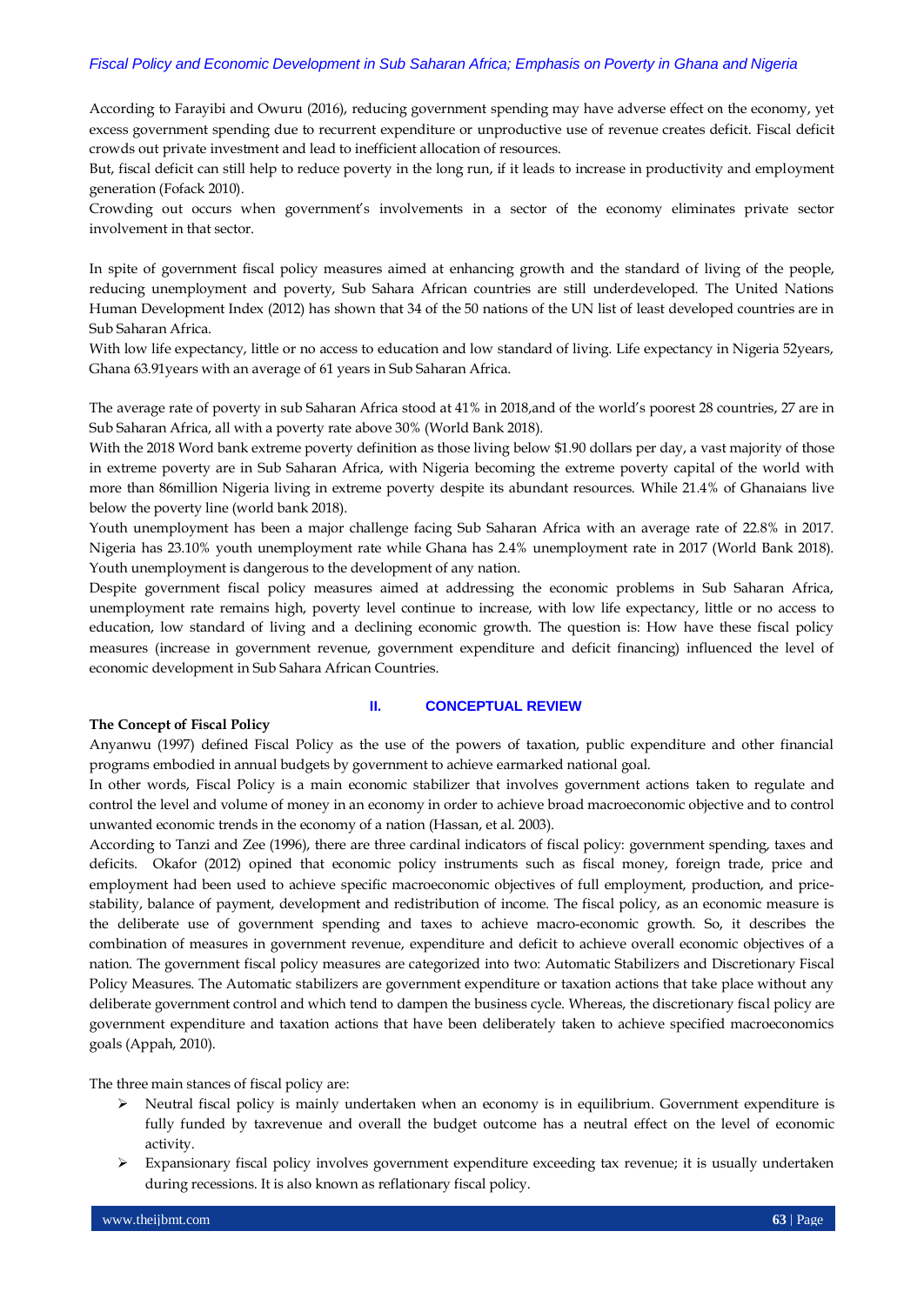According to Farayibi and Owuru (2016), reducing government spending may have adverse effect on the economy, yet excess government spending due to recurrent expenditure or unproductive use of revenue creates deficit. Fiscal deficit crowds out private investment and lead to inefficient allocation of resources.

But, fiscal deficit can still help to reduce poverty in the long run, if it leads to increase in productivity and employment generation (Fofack 2010).

Crowding out occurs when government's involvements in a sector of the economy eliminates private sector involvement in that sector.

In spite of government fiscal policy measures aimed at enhancing growth and the standard of living of the people, reducing unemployment and poverty, Sub Sahara African countries are still underdeveloped. The United Nations Human Development Index (2012) has shown that 34 of the 50 nations of the UN list of least developed countries are in Sub Saharan Africa.

With low life expectancy, little or no access to education and low standard of living. Life expectancy in Nigeria 52years, Ghana 63.91years with an average of 61 years in Sub Saharan Africa.

The average rate of poverty in sub Saharan Africa stood at 41% in 2018,and of the world's poorest 28 countries, 27 are in Sub Saharan Africa, all with a poverty rate above 30% (World Bank 2018).

With the 2018 Word bank extreme poverty definition as those living below $1.90 dollars per day, a vast majority of those in extreme poverty are in Sub Saharan Africa, with Nigeria becoming the extreme poverty capital of the world with more than 86million Nigeria living in extreme poverty despite its abundant resources. While 21.4% of Ghanaians live below the poverty line (world bank 2018).

Youth unemployment has been a major challenge facing Sub Saharan Africa with an average rate of 22.8% in 2017. Nigeria has 23.10% youth unemployment rate while Ghana has 2.4% unemployment rate in 2017 (World Bank 2018). Youth unemployment is dangerous to the development of any nation.

Despite government fiscal policy measures aimed at addressing the economic problems in Sub Saharan Africa, unemployment rate remains high, poverty level continue to increase, with low life expectancy, little or no access to education, low standard of living and a declining economic growth. The question is: How have these fiscal policy measures (increase in government revenue, government expenditure and deficit financing) influenced the level of economic development in Sub Sahara African Countries.

## II. CONCEPTUAL REVIEW

**The Concept of Fiscal Policy**

Anyanwu (1997) defined Fiscal Policy as the use of the powers of taxation, public expenditure and other financial programs embodied in annual budgets by government to achieve earmarked national goal.

In other words, Fiscal Policy is a main economic stabilizer that involves government actions taken to regulate and control the level and volume of money in an economy in order to achieve broad macroeconomic objective and to control unwanted economic trends in the economy of a nation (Hassan, et al. 2003).

According to Tanzi and Zee (1996), there are three cardinal indicators of fiscal policy: government spending, taxes and deficits. Okafor (2012) opined that economic policy instruments such as fiscal money, foreign trade, price and employment had been used to achieve specific macroeconomic objectives of full employment, production, and price-stability, balance of payment, development and redistribution of income. The fiscal policy, as an economic measure is the deliberate use of government spending and taxes to achieve macro-economic growth. So, it describes the combination of measures in government revenue, expenditure and deficit to achieve overall economic objectives of a nation. The government fiscal policy measures are categorized into two: Automatic Stabilizers and Discretionary Fiscal Policy Measures. The Automatic stabilizers are government expenditure or taxation actions that take place without any deliberate government control and which tend to dampen the business cycle. Whereas, the discretionary fiscal policy are government expenditure and taxation actions that have been deliberately taken to achieve specified macroeconomics goals (Appah, 2010).

The three main stances of fiscal policy are:

- Neutral fiscal policy is mainly undertaken when an economy is in equilibrium. Government expenditure is fully funded by taxrevenue and overall the budget outcome has a neutral effect on the level of economic activity.
- Expansionary fiscal policy involves government expenditure exceeding tax revenue; it is usually undertaken during recessions. It is also known as reflationary fiscal policy.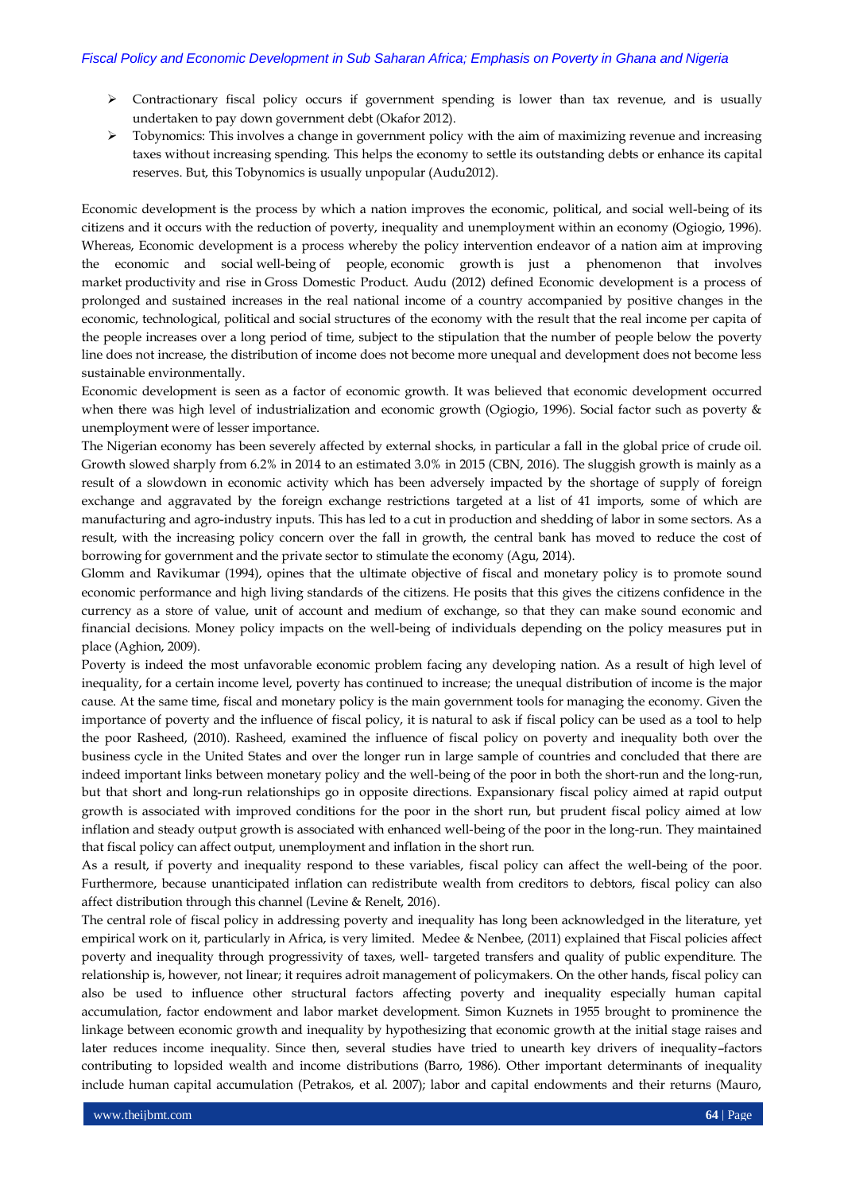- Contractionary fiscal policy occurs if government spending is lower than tax revenue, and is usually undertaken to pay down government debt (Okafor 2012).
- Tobynomics: This involves a change in government policy with the aim of maximizing revenue and increasing taxes without increasing spending. This helps the economy to settle its outstanding debts or enhance its capital reserves. But, this Tobynomics is usually unpopular (Audu2012).

Economic development is the process by which a nation improves the economic, political, and social well-being of its citizens and it occurs with the reduction of poverty, inequality and unemployment within an economy (Ogiogio, 1996). Whereas, Economic development is a process whereby the policy intervention endeavor of a nation aim at improving the economic and social well-being of people, economic growth is just a phenomenon that involves market productivity and rise in Gross Domestic Product. Audu (2012) defined Economic development is a process of prolonged and sustained increases in the real national income of a country accompanied by positive changes in the economic, technological, political and social structures of the economy with the result that the real income per capita of the people increases over a long period of time, subject to the stipulation that the number of people below the poverty line does not increase, the distribution of income does not become more unequal and development does not become less sustainable environmentally.

Economic development is seen as a factor of economic growth. It was believed that economic development occurred when there was high level of industrialization and economic growth (Ogiogio, 1996). Social factor such as poverty & unemployment were of lesser importance.

The Nigerian economy has been severely affected by external shocks, in particular a fall in the global price of crude oil. Growth slowed sharply from 6.2% in 2014 to an estimated 3.0% in 2015 (CBN, 2016). The sluggish growth is mainly as a result of a slowdown in economic activity which has been adversely impacted by the shortage of supply of foreign exchange and aggravated by the foreign exchange restrictions targeted at a list of 41 imports, some of which are manufacturing and agro-industry inputs. This has led to a cut in production and shedding of labor in some sectors. As a result, with the increasing policy concern over the fall in growth, the central bank has moved to reduce the cost of borrowing for government and the private sector to stimulate the economy (Agu, 2014).

Glomm and Ravikumar (1994), opines that the ultimate objective of fiscal and monetary policy is to promote sound economic performance and high living standards of the citizens. He posits that this gives the citizens confidence in the currency as a store of value, unit of account and medium of exchange, so that they can make sound economic and financial decisions. Money policy impacts on the well-being of individuals depending on the policy measures put in place (Aghion, 2009).

Poverty is indeed the most unfavorable economic problem facing any developing nation. As a result of high level of inequality, for a certain income level, poverty has continued to increase; the unequal distribution of income is the major cause. At the same time, fiscal and monetary policy is the main government tools for managing the economy. Given the importance of poverty and the influence of fiscal policy, it is natural to ask if fiscal policy can be used as a tool to help the poor Rasheed, (2010). Rasheed, examined the influence of fiscal policy on poverty and inequality both over the business cycle in the United States and over the longer run in large sample of countries and concluded that there are indeed important links between monetary policy and the well-being of the poor in both the short-run and the long-run, but that short and long-run relationships go in opposite directions. Expansionary fiscal policy aimed at rapid output growth is associated with improved conditions for the poor in the short run, but prudent fiscal policy aimed at low inflation and steady output growth is associated with enhanced well-being of the poor in the long-run. They maintained that fiscal policy can affect output, unemployment and inflation in the short run.

As a result, if poverty and inequality respond to these variables, fiscal policy can affect the well-being of the poor. Furthermore, because unanticipated inflation can redistribute wealth from creditors to debtors, fiscal policy can also affect distribution through this channel (Levine & Renelt, 2016).

The central role of fiscal policy in addressing poverty and inequality has long been acknowledged in the literature, yet empirical work on it, particularly in Africa, is very limited. Medee & Nenbee, (2011) explained that Fiscal policies affect poverty and inequality through progressivity of taxes, well- targeted transfers and quality of public expenditure. The relationship is, however, not linear; it requires adroit management of policymakers. On the other hands, fiscal policy can also be used to influence other structural factors affecting poverty and inequality especially human capital accumulation, factor endowment and labor market development. Simon Kuznets in 1955 brought to prominence the linkage between economic growth and inequality by hypothesizing that economic growth at the initial stage raises and later reduces income inequality. Since then, several studies have tried to unearth key drivers of inequality–factors contributing to lopsided wealth and income distributions (Barro, 1986). Other important determinants of inequality include human capital accumulation (Petrakos, et al. 2007); labor and capital endowments and their returns (Mauro,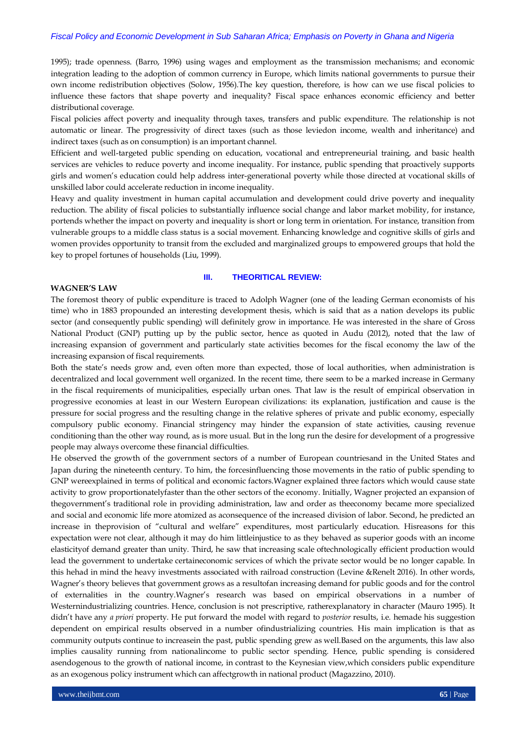1995); trade openness. (Barro, 1996) using wages and employment as the transmission mechanisms; and economic integration leading to the adoption of common currency in Europe, which limits national governments to pursue their own income redistribution objectives (Solow, 1956).The key question, therefore, is how can we use fiscal policies to influence these factors that shape poverty and inequality? Fiscal space enhances economic efficiency and better distributional coverage.

Fiscal policies affect poverty and inequality through taxes, transfers and public expenditure. The relationship is not automatic or linear. The progressivity of direct taxes (such as those leviedon income, wealth and inheritance) and indirect taxes (such as on consumption) is an important channel.

Efficient and well-targeted public spending on education, vocational and entrepreneurial training, and basic health services are vehicles to reduce poverty and income inequality. For instance, public spending that proactively supports girls and women's education could help address inter-generational poverty while those directed at vocational skills of unskilled labor could accelerate reduction in income inequality.

Heavy and quality investment in human capital accumulation and development could drive poverty and inequality reduction. The ability of fiscal policies to substantially influence social change and labor market mobility, for instance, portends whether the impact on poverty and inequality is short or long term in orientation. For instance, transition from vulnerable groups to a middle class status is a social movement. Enhancing knowledge and cognitive skills of girls and women provides opportunity to transit from the excluded and marginalized groups to empowered groups that hold the key to propel fortunes of households (Liu, 1999).

## III. THEORITICAL REVIEW:

**WAGNER'S LAW**

The foremost theory of public expenditure is traced to Adolph Wagner (one of the leading German economists of his time) who in 1883 propounded an interesting development thesis, which is said that as a nation develops its public sector (and consequently public spending) will definitely grow in importance. He was interested in the share of Gross National Product (GNP) putting up by the public sector, hence as quoted in Audu (2012), noted that the law of increasing expansion of government and particularly state activities becomes for the fiscal economy the law of the increasing expansion of fiscal requirements.

Both the state's needs grow and, even often more than expected, those of local authorities, when administration is decentralized and local government well organized. In the recent time, there seem to be a marked increase in Germany in the fiscal requirements of municipalities, especially urban ones. That law is the result of empirical observation in progressive economies at least in our Western European civilizations: its explanation, justification and cause is the pressure for social progress and the resulting change in the relative spheres of private and public economy, especially compulsory public economy. Financial stringency may hinder the expansion of state activities, causing revenue conditioning than the other way round, as is more usual. But in the long run the desire for development of a progressive people may always overcome these financial difficulties.

He observed the growth of the government sectors of a number of European countriesand in the United States and Japan during the nineteenth century. To him, the forcesinfluencing those movements in the ratio of public spending to GNP wereexplained in terms of political and economic factors.Wagner explained three factors which would cause state activity to grow proportionatelyfaster than the other sectors of the economy. Initially, Wagner projected an expansion of thegovernment's traditional role in providing administration, law and order as theeconomy became more specialized and social and economic life more atomized as aconsequence of the increased division of labor. Second, he predicted an increase in theprovision of "cultural and welfare" expenditures, most particularly education. Hisreasons for this expectation were not clear, although it may do him littleinjustice to as they behaved as superior goods with an income elasticityof demand greater than unity. Third, he saw that increasing scale oftechnologically efficient production would lead the government to undertake certaineconomic services of which the private sector would be no longer capable. In this hehad in mind the heavy investments associated with railroad construction (Levine &Renelt 2016). In other words, Wagner's theory believes that government grows as a resultofan increasing demand for public goods and for the control of externalities in the country.Wagner's research was based on empirical observations in a number of Westernindustrializing countries. Hence, conclusion is not prescriptive, ratherexplanatory in character (Mauro 1995). It didn't have any *a priori* property. He put forward the model with regard to *posterior* results, i.e. hemade his suggestion dependent on empirical results observed in a number ofindustrializing countries. His main implication is that as community outputs continue to increasein the past, public spending grew as well.Based on the arguments, this law also implies causality running from nationalincome to public sector spending. Hence, public spending is considered asendogenous to the growth of national income, in contrast to the Keynesian view,which considers public expenditure as an exogenous policy instrument which can affectgrowth in national product (Magazzino, 2010).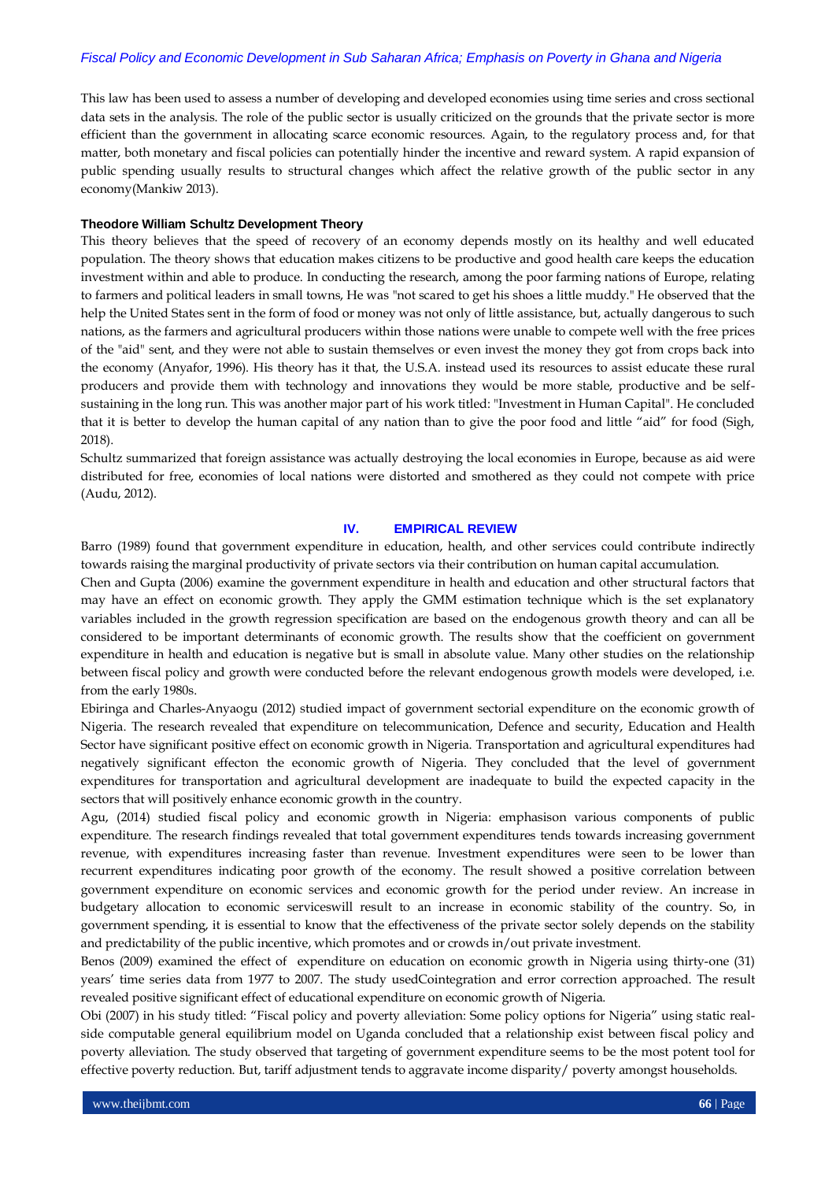This law has been used to assess a number of developing and developed economies using time series and cross sectional data sets in the analysis. The role of the public sector is usually criticized on the grounds that the private sector is more efficient than the government in allocating scarce economic resources. Again, to the regulatory process and, for that matter, both monetary and fiscal policies can potentially hinder the incentive and reward system. A rapid expansion of public spending usually results to structural changes which affect the relative growth of the public sector in any economy(Mankiw 2013).

**Theodore William Schultz Development Theory**

This theory believes that the speed of recovery of an economy depends mostly on its healthy and well educated population. The theory shows that education makes citizens to be productive and good health care keeps the education investment within and able to produce. In conducting the research, among the poor farming nations of Europe, relating to farmers and political leaders in small towns, He was "not scared to get his shoes a little muddy." He observed that the help the United States sent in the form of food or money was not only of little assistance, but, actually dangerous to such nations, as the farmers and agricultural producers within those nations were unable to compete well with the free prices of the "aid" sent, and they were not able to sustain themselves or even invest the money they got from crops back into the economy (Anyafor, 1996). His theory has it that, the U.S.A. instead used its resources to assist educate these rural producers and provide them with technology and innovations they would be more stable, productive and be self-sustaining in the long run. This was another major part of his work titled: "Investment in Human Capital". He concluded that it is better to develop the human capital of any nation than to give the poor food and little "aid" for food (Sigh, 2018).

Schultz summarized that foreign assistance was actually destroying the local economies in Europe, because as aid were distributed for free, economies of local nations were distorted and smothered as they could not compete with price (Audu, 2012).

## IV. EMPIRICAL REVIEW

Barro (1989) found that government expenditure in education, health, and other services could contribute indirectly towards raising the marginal productivity of private sectors via their contribution on human capital accumulation.

Chen and Gupta (2006) examine the government expenditure in health and education and other structural factors that may have an effect on economic growth. They apply the GMM estimation technique which is the set explanatory variables included in the growth regression specification are based on the endogenous growth theory and can all be considered to be important determinants of economic growth. The results show that the coefficient on government expenditure in health and education is negative but is small in absolute value. Many other studies on the relationship between fiscal policy and growth were conducted before the relevant endogenous growth models were developed, i.e. from the early 1980s.

Ebiringa and Charles-Anyaogu (2012) studied impact of government sectorial expenditure on the economic growth of Nigeria. The research revealed that expenditure on telecommunication, Defence and security, Education and Health Sector have significant positive effect on economic growth in Nigeria. Transportation and agricultural expenditures had negatively significant effecton the economic growth of Nigeria. They concluded that the level of government expenditures for transportation and agricultural development are inadequate to build the expected capacity in the sectors that will positively enhance economic growth in the country.

Agu, (2014) studied fiscal policy and economic growth in Nigeria: emphasison various components of public expenditure. The research findings revealed that total government expenditures tends towards increasing government revenue, with expenditures increasing faster than revenue. Investment expenditures were seen to be lower than recurrent expenditures indicating poor growth of the economy. The result showed a positive correlation between government expenditure on economic services and economic growth for the period under review. An increase in budgetary allocation to economic serviceswill result to an increase in economic stability of the country. So, in government spending, it is essential to know that the effectiveness of the private sector solely depends on the stability and predictability of the public incentive, which promotes and or crowds in/out private investment.

Benos (2009) examined the effect of expenditure on education on economic growth in Nigeria using thirty-one (31) years' time series data from 1977 to 2007. The study usedCointegration and error correction approached. The result revealed positive significant effect of educational expenditure on economic growth of Nigeria.

Obi (2007) in his study titled: "Fiscal policy and poverty alleviation: Some policy options for Nigeria" using static real-side computable general equilibrium model on Uganda concluded that a relationship exist between fiscal policy and poverty alleviation. The study observed that targeting of government expenditure seems to be the most potent tool for effective poverty reduction. But, tariff adjustment tends to aggravate income disparity/ poverty amongst households.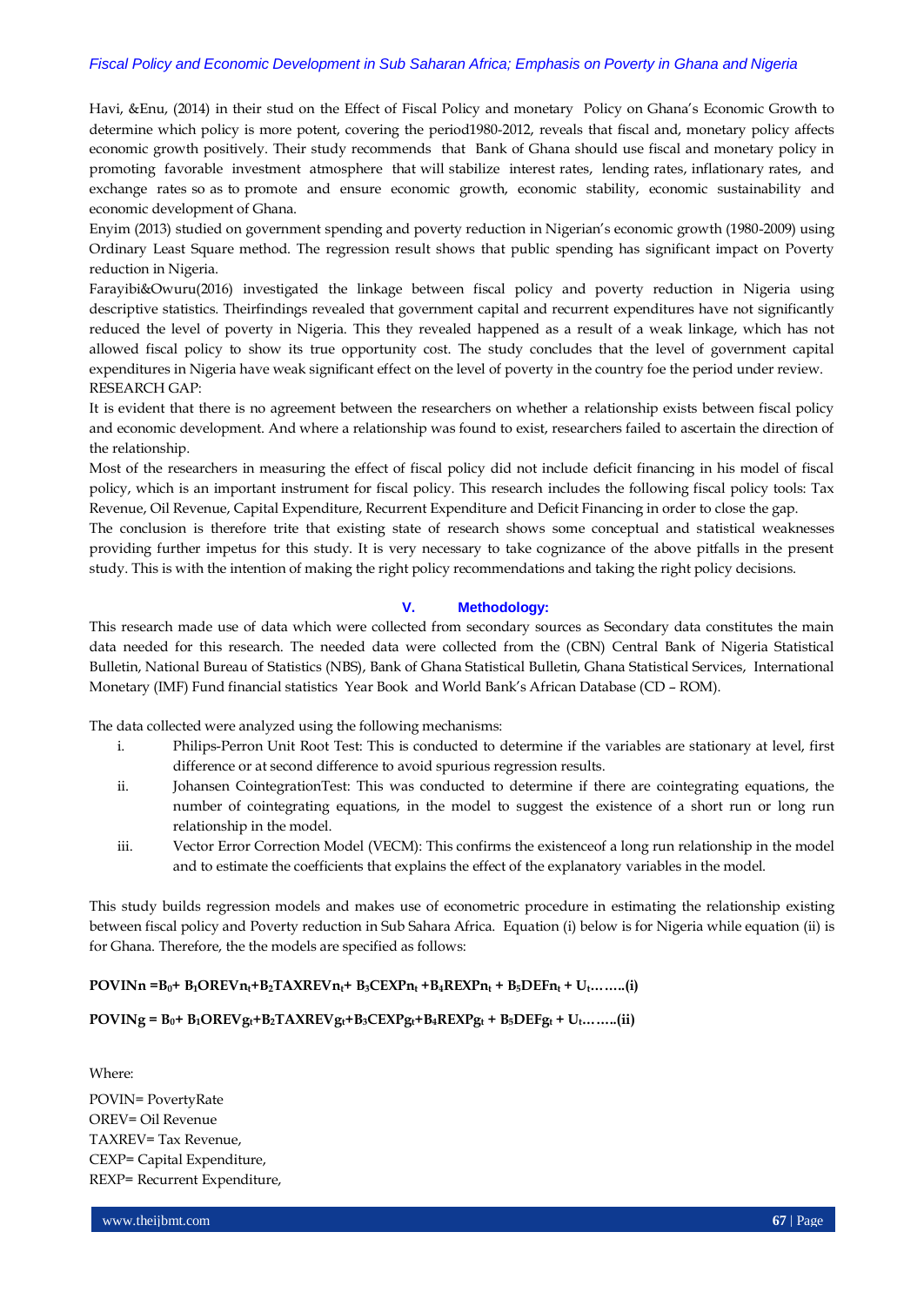Havi, &Enu, (2014) in their stud on the Effect of Fiscal Policy and monetary Policy on Ghana's Economic Growth to determine which policy is more potent, covering the period1980-2012, reveals that fiscal and, monetary policy affects economic growth positively. Their study recommends that Bank of Ghana should use fiscal and monetary policy in promoting favorable investment atmosphere that will stabilize interest rates, lending rates, inflationary rates, and exchange rates so as to promote and ensure economic growth, economic stability, economic sustainability and economic development of Ghana.

Enyim (2013) studied on government spending and poverty reduction in Nigerian's economic growth (1980-2009) using Ordinary Least Square method. The regression result shows that public spending has significant impact on Poverty reduction in Nigeria.

Farayibi&Owuru(2016) investigated the linkage between fiscal policy and poverty reduction in Nigeria using descriptive statistics. Theirfindings revealed that government capital and recurrent expenditures have not significantly reduced the level of poverty in Nigeria. This they revealed happened as a result of a weak linkage, which has not allowed fiscal policy to show its true opportunity cost. The study concludes that the level of government capital expenditures in Nigeria have weak significant effect on the level of poverty in the country foe the period under review.

RESEARCH GAP:

It is evident that there is no agreement between the researchers on whether a relationship exists between fiscal policy and economic development. And where a relationship was found to exist, researchers failed to ascertain the direction of the relationship.

Most of the researchers in measuring the effect of fiscal policy did not include deficit financing in his model of fiscal policy, which is an important instrument for fiscal policy. This research includes the following fiscal policy tools: Tax Revenue, Oil Revenue, Capital Expenditure, Recurrent Expenditure and Deficit Financing in order to close the gap.

The conclusion is therefore trite that existing state of research shows some conceptual and statistical weaknesses providing further impetus for this study. It is very necessary to take cognizance of the above pitfalls in the present study. This is with the intention of making the right policy recommendations and taking the right policy decisions.

## V. Methodology:

This research made use of data which were collected from secondary sources as Secondary data constitutes the main data needed for this research. The needed data were collected from the (CBN) Central Bank of Nigeria Statistical Bulletin, National Bureau of Statistics (NBS), Bank of Ghana Statistical Bulletin, Ghana Statistical Services, International Monetary (IMF) Fund financial statistics Year Book and World Bank's African Database (CD – ROM).

The data collected were analyzed using the following mechanisms:

i. Philips-Perron Unit Root Test: This is conducted to determine if the variables are stationary at level, first difference or at second difference to avoid spurious regression results.
ii. Johansen CointegrationTest: This was conducted to determine if there are cointegrating equations, the number of cointegrating equations, in the model to suggest the existence of a short run or long run relationship in the model.
iii. Vector Error Correction Model (VECM): This confirms the existenceof a long run relationship in the model and to estimate the coefficients that explains the effect of the explanatory variables in the model.

This study builds regression models and makes use of econometric procedure in estimating the relationship existing between fiscal policy and Poverty reduction in Sub Sahara Africa. Equation (i) below is for Nigeria while equation (ii) is for Ghana. Therefore, the the models are specified as follows:

$$POVINn = B_0 + B_1OREVn_t + B_2TAXREVn_t + B_3CEXPn_t + B_4REXPn_t + B_5DEFn_t + U_t \quad \text{........(i)}$$

$$POVINg = B_0 + B_1OREVg_t + B_2TAXREVg_t + B_3CEXPg_t + B_4REXPg_t + B_5DEFg_t + U_t \quad \text{........(ii)}$$

Where:

POVIN= PovertyRate
OREV= Oil Revenue
TAXREV= Tax Revenue,
CEXP= Capital Expenditure,
REXP= Recurrent Expenditure,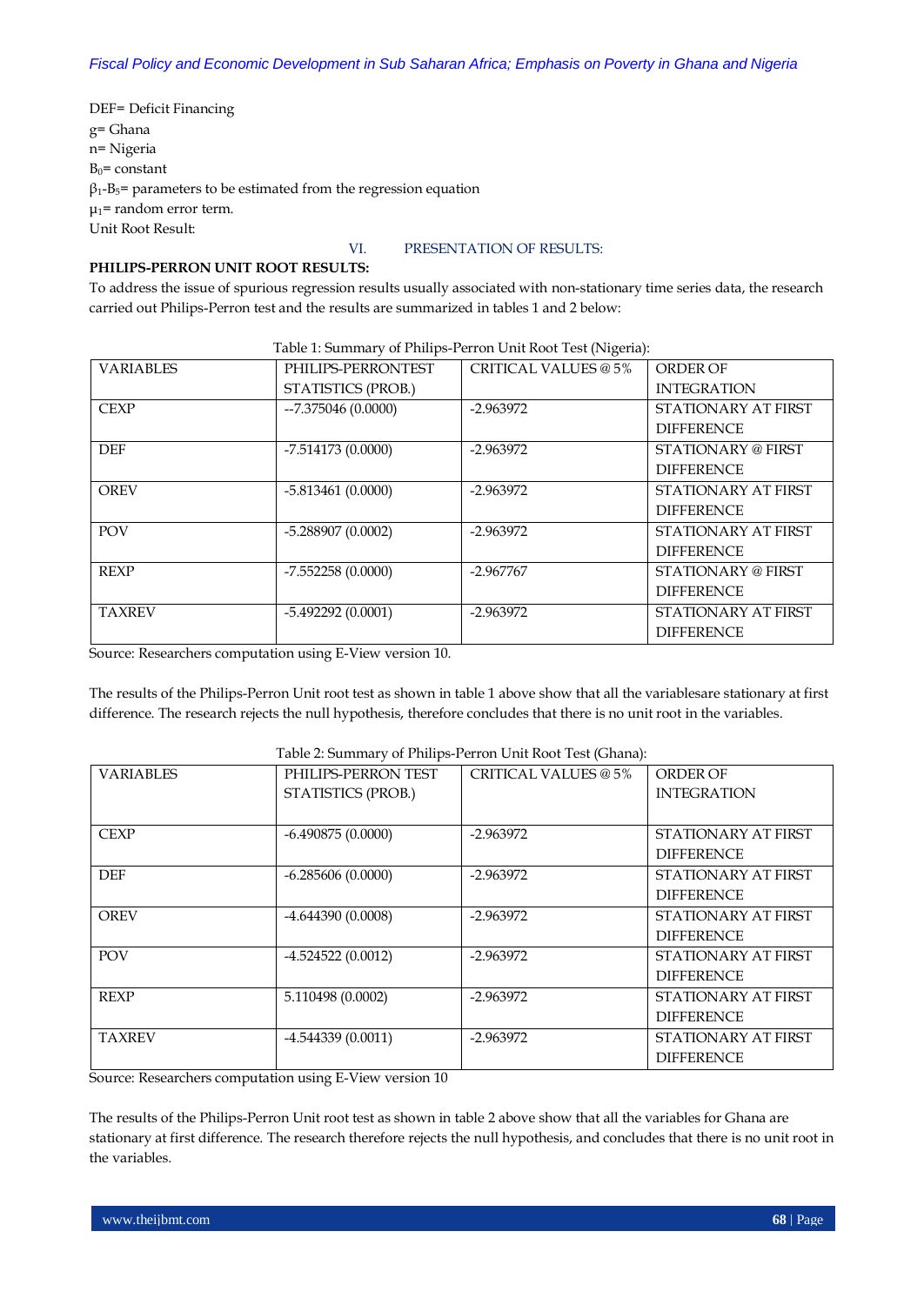DEF= Deficit Financing
g= Ghana
n= Nigeria
$B_0$= constant
$\beta_1$-$B_5$= parameters to be estimated from the regression equation
$\mu_1$= random error term.
Unit Root Result:

## VI. PRESENTATION OF RESULTS:

**PHILIPS-PERRON UNIT ROOT RESULTS:**

To address the issue of spurious regression results usually associated with non-stationary time series data, the research carried out Philips-Perron test and the results are summarized in tables 1 and 2 below:

Table 1: Summary of Philips-Perron Unit Root Test (Nigeria):

| VARIABLES | PHILIPS-PERRONTEST STATISTICS (PROB.) | CRITICAL VALUES @ 5% | ORDER OF INTEGRATION |
|---|---|---|---|
| CEXP | --7.375046 (0.0000) | -2.963972 | STATIONARY AT FIRST DIFFERENCE |
| DEF | -7.514173 (0.0000) | -2.963972 | STATIONARY @ FIRST DIFFERENCE |
| OREV | -5.813461 (0.0000) | -2.963972 | STATIONARY AT FIRST DIFFERENCE |
| POV | -5.288907 (0.0002) | -2.963972 | STATIONARY AT FIRST DIFFERENCE |
| REXP | -7.552258 (0.0000) | -2.967767 | STATIONARY @ FIRST DIFFERENCE |
| TAXREV | -5.492292 (0.0001) | -2.963972 | STATIONARY AT FIRST DIFFERENCE |

Source: Researchers computation using E-View version 10.

The results of the Philips-Perron Unit root test as shown in table 1 above show that all the variablesare stationary at first difference. The research rejects the null hypothesis, therefore concludes that there is no unit root in the variables.

Table 2: Summary of Philips-Perron Unit Root Test (Ghana):

| VARIABLES | PHILIPS-PERRON TEST STATISTICS (PROB.) | CRITICAL VALUES @ 5% | ORDER OF INTEGRATION |
|---|---|---|---|
| CEXP | -6.490875 (0.0000) | -2.963972 | STATIONARY AT FIRST DIFFERENCE |
| DEF | -6.285606 (0.0000) | -2.963972 | STATIONARY AT FIRST DIFFERENCE |
| OREV | -4.644390 (0.0008) | -2.963972 | STATIONARY AT FIRST DIFFERENCE |
| POV | -4.524522 (0.0012) | -2.963972 | STATIONARY AT FIRST DIFFERENCE |
| REXP | 5.110498 (0.0002) | -2.963972 | STATIONARY AT FIRST DIFFERENCE |
| TAXREV | -4.544339 (0.0011) | -2.963972 | STATIONARY AT FIRST DIFFERENCE |

Source: Researchers computation using E-View version 10

The results of the Philips-Perron Unit root test as shown in table 2 above show that all the variables for Ghana are stationary at first difference. The research therefore rejects the null hypothesis, and concludes that there is no unit root in the variables.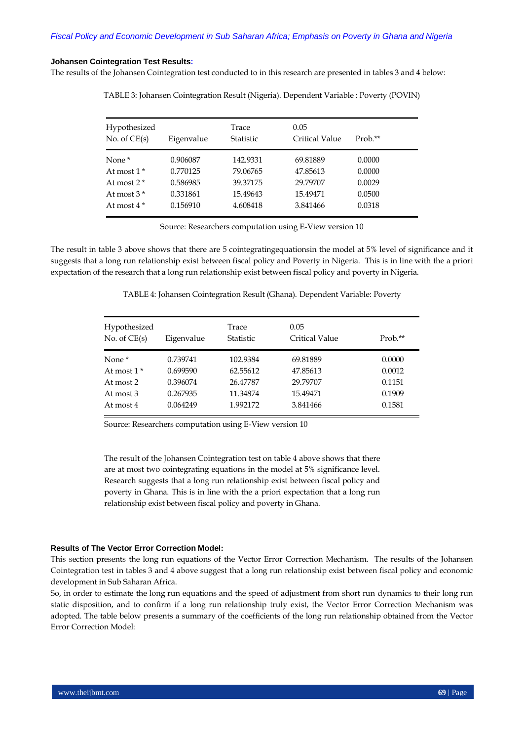#### Johansen Cointegration Test Results:

The results of the Johansen Cointegration test conducted to in this research are presented in tables 3 and 4 below:

TABLE 3: Johansen Cointegration Result (Nigeria). Dependent Variable : Poverty (POVIN)

| Hypothesized No. of CE(s) | Eigenvalue | Trace Statistic | 0.05 Critical Value | Prob.** |
|---|---|---|---|---|
| None * | 0.906087 | 142.9331 | 69.81889 | 0.0000 |
| At most 1 * | 0.770125 | 79.06765 | 47.85613 | 0.0000 |
| At most 2 * | 0.586985 | 39.37175 | 29.79707 | 0.0029 |
| At most 3 * | 0.331861 | 15.49643 | 15.49471 | 0.0500 |
| At most 4 * | 0.156910 | 4.608418 | 3.841466 | 0.0318 |

Source: Researchers computation using E-View version 10

The result in table 3 above shows that there are 5 cointegratingequationsin the model at 5% level of significance and it suggests that a long run relationship exist between fiscal policy and Poverty in Nigeria. This is in line with the a priori expectation of the research that a long run relationship exist between fiscal policy and poverty in Nigeria.

TABLE 4: Johansen Cointegration Result (Ghana). Dependent Variable: Poverty

| Hypothesized No. of CE(s) | Eigenvalue | Trace Statistic | 0.05 Critical Value | Prob.** |
|---|---|---|---|---|
| None * | 0.739741 | 102.9384 | 69.81889 | 0.0000 |
| At most 1 * | 0.699590 | 62.55612 | 47.85613 | 0.0012 |
| At most 2 | 0.396074 | 26.47787 | 29.79707 | 0.1151 |
| At most 3 | 0.267935 | 11.34874 | 15.49471 | 0.1909 |
| At most 4 | 0.064249 | 1.992172 | 3.841466 | 0.1581 |

Source: Researchers computation using E-View version 10

The result of the Johansen Cointegration test on table 4 above shows that there are at most two cointegrating equations in the model at 5% significance level. Research suggests that a long run relationship exist between fiscal policy and poverty in Ghana. This is in line with the a priori expectation that a long run relationship exist between fiscal policy and poverty in Ghana.

#### Results of The Vector Error Correction Model:

This section presents the long run equations of the Vector Error Correction Mechanism. The results of the Johansen Cointegration test in tables 3 and 4 above suggest that a long run relationship exist between fiscal policy and economic development in Sub Saharan Africa.

So, in order to estimate the long run equations and the speed of adjustment from short run dynamics to their long run static disposition, and to confirm if a long run relationship truly exist, the Vector Error Correction Mechanism was adopted. The table below presents a summary of the coefficients of the long run relationship obtained from the Vector Error Correction Model: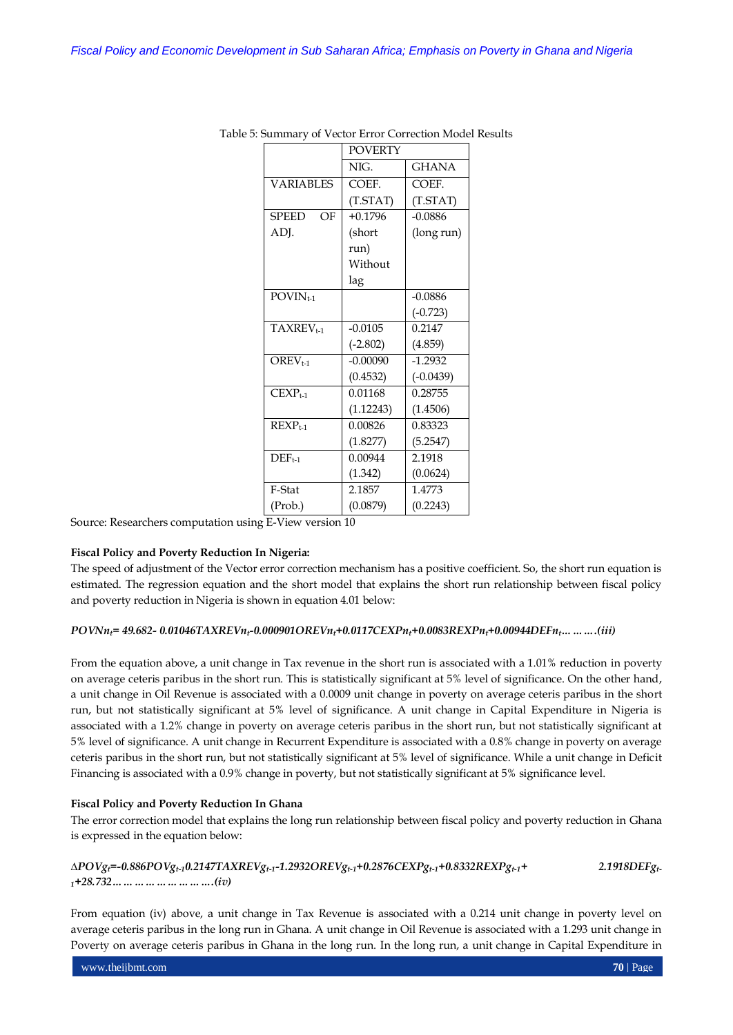Table 5: Summary of Vector Error Correction Model Results

| | POVERTY | |
|---|---|---|
| | NIG. | GHANA |
| VARIABLES | COEF. (T.STAT) | COEF. (T.STAT) |
| SPEED OF ADJ. | +0.1796 (short run) Without lag | -0.0886 (long run) |
| $POVIN_{t-1}$ | | -0.0886 (-0.723) |
| $TAXREV_{t-1}$ | -0.0105 (-2.802) | 0.2147 (4.859) |
| $OREV_{t-1}$ | -0.00090 (0.4532) | -1.2932 (-0.0439) |
| $CEXP_{t-1}$ | 0.01168 (1.12243) | 0.28755 (1.4506) |
| $REXP_{t-1}$ | 0.00826 (1.8277) | 0.83323 (5.2547) |
| $DEF_{t-1}$ | 0.00944 (1.342) | 2.1918 (0.0624) |
| F-Stat (Prob.) | 2.1857 (0.0879) | 1.4773 (0.2243) |

Source: Researchers computation using E-View version 10

**Fiscal Policy and Poverty Reduction In Nigeria:**

The speed of adjustment of the Vector error correction mechanism has a positive coefficient. So, the short run equation is estimated. The regression equation and the short model that explains the short run relationship between fiscal policy and poverty reduction in Nigeria is shown in equation 4.01 below:

$$POVNn_t = 49.682 - 0.01046TAXREVn_t - 0.000901OREVn_t + 0.0117CEXPn_t + 0.0083REXPn_t + 0.00944DEFn_t \ldots \ldots \ldots (iii)$$

From the equation above, a unit change in Tax revenue in the short run is associated with a 1.01% reduction in poverty on average ceteris paribus in the short run. This is statistically significant at 5% level of significance. On the other hand, a unit change in Oil Revenue is associated with a 0.0009 unit change in poverty on average ceteris paribus in the short run, but not statistically significant at 5% level of significance. A unit change in Capital Expenditure in Nigeria is associated with a 1.2% change in poverty on average ceteris paribus in the short run, but not statistically significant at 5% level of significance. A unit change in Recurrent Expenditure is associated with a 0.8% change in poverty on average ceteris paribus in the short run, but not statistically significant at 5% level of significance. While a unit change in Deficit Financing is associated with a 0.9% change in poverty, but not statistically significant at 5% significance level.

**Fiscal Policy and Poverty Reduction In Ghana**

The error correction model that explains the long run relationship between fiscal policy and poverty reduction in Ghana is expressed in the equation below:

$$\Delta POVg_t = -0.886POVg_{t-1} 0.2147TAXREVg_{t-1} - 1.2932OREVg_{t-1} + 0.2876CEXPg_{t-1} + 0.8332REXPg_{t-1} + 2.1918DEFg_{t-1} + 28.732 \ldots \ldots \ldots \ldots \ldots (iv)$$

From equation (iv) above, a unit change in Tax Revenue is associated with a 0.214 unit change in poverty level on average ceteris paribus in the long run in Ghana. A unit change in Oil Revenue is associated with a 1.293 unit change in Poverty on average ceteris paribus in Ghana in the long run. In the long run, a unit change in Capital Expenditure in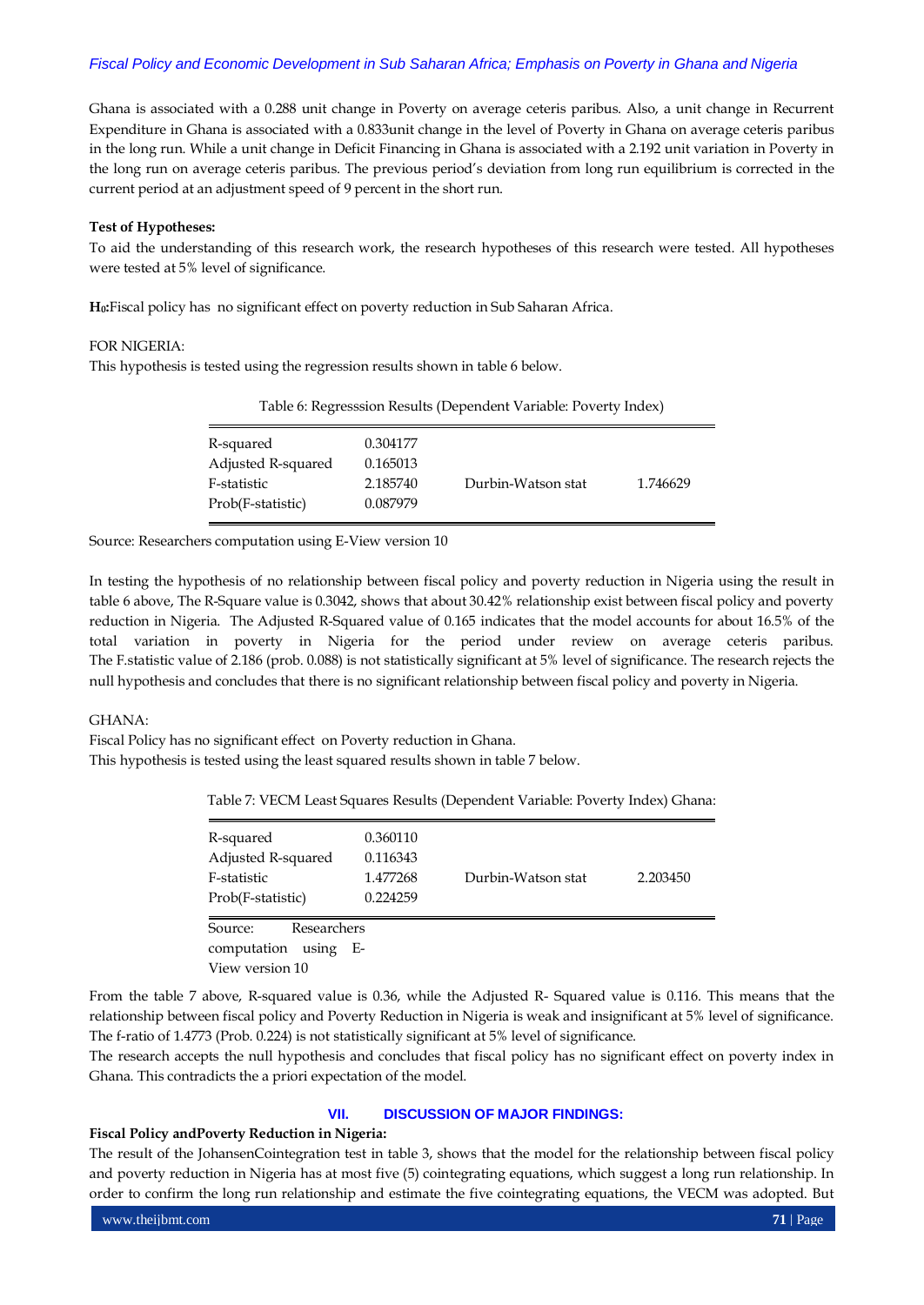Ghana is associated with a 0.288 unit change in Poverty on average ceteris paribus. Also, a unit change in Recurrent Expenditure in Ghana is associated with a 0.833unit change in the level of Poverty in Ghana on average ceteris paribus in the long run. While a unit change in Deficit Financing in Ghana is associated with a 2.192 unit variation in Poverty in the long run on average ceteris paribus. The previous period's deviation from long run equilibrium is corrected in the current period at an adjustment speed of 9 percent in the short run.

**Test of Hypotheses:**

To aid the understanding of this research work, the research hypotheses of this research were tested. All hypotheses were tested at 5% level of significance.

**$H_0$:**Fiscal policy has no significant effect on poverty reduction in Sub Saharan Africa.

FOR NIGERIA:

This hypothesis is tested using the regression results shown in table 6 below.

Table 6: Regresssion Results (Dependent Variable: Poverty Index)

| | | | |
|---|---|---|---|
| R-squared | 0.304177 | | |
| Adjusted R-squared | 0.165013 | | |
| F-statistic | 2.185740 | Durbin-Watson stat | 1.746629 |
| Prob(F-statistic) | 0.087979 | | |

Source: Researchers computation using E-View version 10

In testing the hypothesis of no relationship between fiscal policy and poverty reduction in Nigeria using the result in table 6 above, The R-Square value is 0.3042, shows that about 30.42% relationship exist between fiscal policy and poverty reduction in Nigeria. The Adjusted R-Squared value of 0.165 indicates that the model accounts for about 16.5% of the total variation in poverty in Nigeria for the period under review on average ceteris paribus. The F.statistic value of 2.186 (prob. 0.088) is not statistically significant at 5% level of significance. The research rejects the null hypothesis and concludes that there is no significant relationship between fiscal policy and poverty in Nigeria.

GHANA:

Fiscal Policy has no significant effect on Poverty reduction in Ghana.

This hypothesis is tested using the least squared results shown in table 7 below.

Table 7: VECM Least Squares Results (Dependent Variable: Poverty Index) Ghana:

| | | | |
|---|---|---|---|
| R-squared | 0.360110 | | |
| Adjusted R-squared | 0.116343 | | |
| F-statistic | 1.477268 | Durbin-Watson stat | 2.203450 |
| Prob(F-statistic) | 0.224259 | | |

Source: Researchers computation using E-View version 10

From the table 7 above, R-squared value is 0.36, while the Adjusted R- Squared value is 0.116. This means that the relationship between fiscal policy and Poverty Reduction in Nigeria is weak and insignificant at 5% level of significance. The f-ratio of 1.4773 (Prob. 0.224) is not statistically significant at 5% level of significance.

The research accepts the null hypothesis and concludes that fiscal policy has no significant effect on poverty index in Ghana. This contradicts the a priori expectation of the model.

## VII. DISCUSSION OF MAJOR FINDINGS:

**Fiscal Policy andPoverty Reduction in Nigeria:**

The result of the JohansenCointegration test in table 3, shows that the model for the relationship between fiscal policy and poverty reduction in Nigeria has at most five (5) cointegrating equations, which suggest a long run relationship. In order to confirm the long run relationship and estimate the five cointegrating equations, the VECM was adopted. But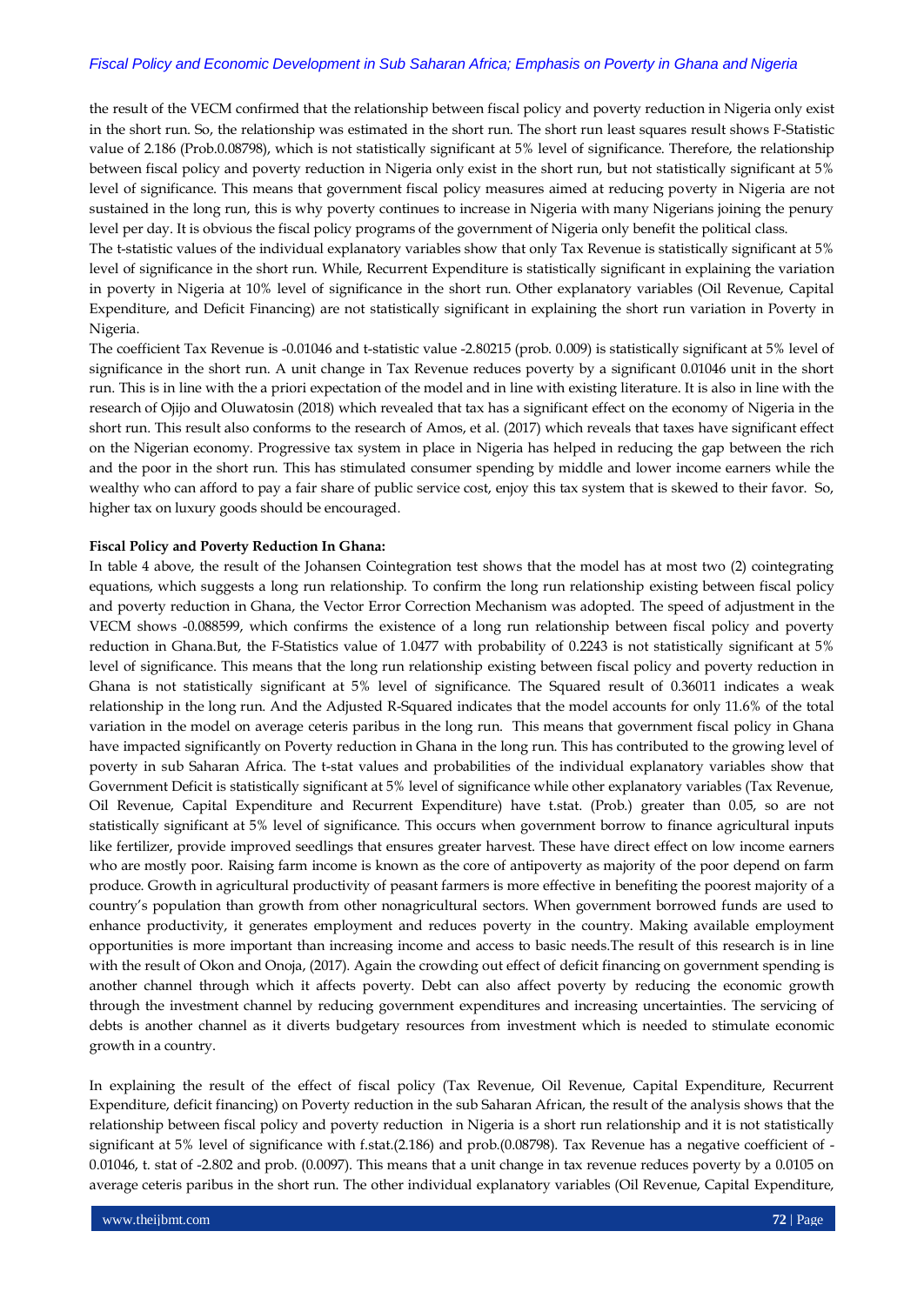the result of the VECM confirmed that the relationship between fiscal policy and poverty reduction in Nigeria only exist in the short run. So, the relationship was estimated in the short run. The short run least squares result shows F-Statistic value of 2.186 (Prob.0.08798), which is not statistically significant at 5% level of significance. Therefore, the relationship between fiscal policy and poverty reduction in Nigeria only exist in the short run, but not statistically significant at 5% level of significance. This means that government fiscal policy measures aimed at reducing poverty in Nigeria are not sustained in the long run, this is why poverty continues to increase in Nigeria with many Nigerians joining the penury level per day. It is obvious the fiscal policy programs of the government of Nigeria only benefit the political class.

The t-statistic values of the individual explanatory variables show that only Tax Revenue is statistically significant at 5% level of significance in the short run. While, Recurrent Expenditure is statistically significant in explaining the variation in poverty in Nigeria at 10% level of significance in the short run. Other explanatory variables (Oil Revenue, Capital Expenditure, and Deficit Financing) are not statistically significant in explaining the short run variation in Poverty in Nigeria.

The coefficient Tax Revenue is -0.01046 and t-statistic value -2.80215 (prob. 0.009) is statistically significant at 5% level of significance in the short run. A unit change in Tax Revenue reduces poverty by a significant 0.01046 unit in the short run. This is in line with the a priori expectation of the model and in line with existing literature. It is also in line with the research of Ojijo and Oluwatosin (2018) which revealed that tax has a significant effect on the economy of Nigeria in the short run. This result also conforms to the research of Amos, et al. (2017) which reveals that taxes have significant effect on the Nigerian economy. Progressive tax system in place in Nigeria has helped in reducing the gap between the rich and the poor in the short run. This has stimulated consumer spending by middle and lower income earners while the wealthy who can afford to pay a fair share of public service cost, enjoy this tax system that is skewed to their favor. So, higher tax on luxury goods should be encouraged.

**Fiscal Policy and Poverty Reduction In Ghana:**

In table 4 above, the result of the Johansen Cointegration test shows that the model has at most two (2) cointegrating equations, which suggests a long run relationship. To confirm the long run relationship existing between fiscal policy and poverty reduction in Ghana, the Vector Error Correction Mechanism was adopted. The speed of adjustment in the VECM shows -0.088599, which confirms the existence of a long run relationship between fiscal policy and poverty reduction in Ghana.But, the F-Statistics value of 1.0477 with probability of 0.2243 is not statistically significant at 5% level of significance. This means that the long run relationship existing between fiscal policy and poverty reduction in Ghana is not statistically significant at 5% level of significance. The Squared result of 0.36011 indicates a weak relationship in the long run. And the Adjusted R-Squared indicates that the model accounts for only 11.6% of the total variation in the model on average ceteris paribus in the long run. This means that government fiscal policy in Ghana have impacted significantly on Poverty reduction in Ghana in the long run. This has contributed to the growing level of poverty in sub Saharan Africa. The t-stat values and probabilities of the individual explanatory variables show that Government Deficit is statistically significant at 5% level of significance while other explanatory variables (Tax Revenue, Oil Revenue, Capital Expenditure and Recurrent Expenditure) have t.stat. (Prob.) greater than 0.05, so are not statistically significant at 5% level of significance. This occurs when government borrow to finance agricultural inputs like fertilizer, provide improved seedlings that ensures greater harvest. These have direct effect on low income earners who are mostly poor. Raising farm income is known as the core of antipoverty as majority of the poor depend on farm produce. Growth in agricultural productivity of peasant farmers is more effective in benefiting the poorest majority of a country's population than growth from other nonagricultural sectors. When government borrowed funds are used to enhance productivity, it generates employment and reduces poverty in the country. Making available employment opportunities is more important than increasing income and access to basic needs.The result of this research is in line with the result of Okon and Onoja, (2017). Again the crowding out effect of deficit financing on government spending is another channel through which it affects poverty. Debt can also affect poverty by reducing the economic growth through the investment channel by reducing government expenditures and increasing uncertainties. The servicing of debts is another channel as it diverts budgetary resources from investment which is needed to stimulate economic growth in a country.

In explaining the result of the effect of fiscal policy (Tax Revenue, Oil Revenue, Capital Expenditure, Recurrent Expenditure, deficit financing) on Poverty reduction in the sub Saharan African, the result of the analysis shows that the relationship between fiscal policy and poverty reduction in Nigeria is a short run relationship and it is not statistically significant at 5% level of significance with f.stat.(2.186) and prob.(0.08798). Tax Revenue has a negative coefficient of -0.01046, t. stat of -2.802 and prob. (0.0097). This means that a unit change in tax revenue reduces poverty by a 0.0105 on average ceteris paribus in the short run. The other individual explanatory variables (Oil Revenue, Capital Expenditure,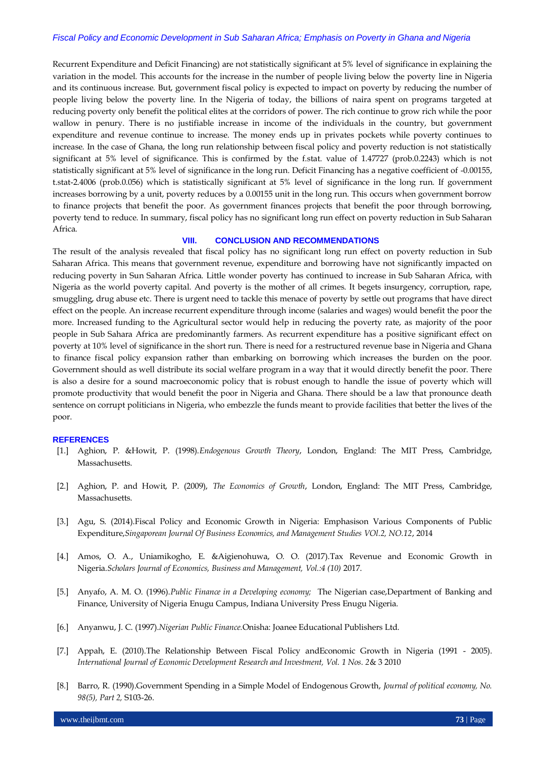Recurrent Expenditure and Deficit Financing) are not statistically significant at 5% level of significance in explaining the variation in the model. This accounts for the increase in the number of people living below the poverty line in Nigeria and its continuous increase. But, government fiscal policy is expected to impact on poverty by reducing the number of people living below the poverty line. In the Nigeria of today, the billions of naira spent on programs targeted at reducing poverty only benefit the political elites at the corridors of power. The rich continue to grow rich while the poor wallow in penury. There is no justifiable increase in income of the individuals in the country, but government expenditure and revenue continue to increase. The money ends up in privates pockets while poverty continues to increase. In the case of Ghana, the long run relationship between fiscal policy and poverty reduction is not statistically significant at 5% level of significance. This is confirmed by the f.stat. value of 1.47727 (prob.0.2243) which is not statistically significant at 5% level of significance in the long run. Deficit Financing has a negative coefficient of -0.00155, t.stat-2.4006 (prob.0.056) which is statistically significant at 5% level of significance in the long run. If government increases borrowing by a unit, poverty reduces by a 0.00155 unit in the long run. This occurs when government borrow to finance projects that benefit the poor. As government finances projects that benefit the poor through borrowing, poverty tend to reduce. In summary, fiscal policy has no significant long run effect on poverty reduction in Sub Saharan Africa.

## VIII. CONCLUSION AND RECOMMENDATIONS

The result of the analysis revealed that fiscal policy has no significant long run effect on poverty reduction in Sub Saharan Africa. This means that government revenue, expenditure and borrowing have not significantly impacted on reducing poverty in Sun Saharan Africa. Little wonder poverty has continued to increase in Sub Saharan Africa, with Nigeria as the world poverty capital. And poverty is the mother of all crimes. It begets insurgency, corruption, rape, smuggling, drug abuse etc. There is urgent need to tackle this menace of poverty by settle out programs that have direct effect on the people. An increase recurrent expenditure through income (salaries and wages) would benefit the poor the more. Increased funding to the Agricultural sector would help in reducing the poverty rate, as majority of the poor people in Sub Sahara Africa are predominantly farmers. As recurrent expenditure has a positive significant effect on poverty at 10% level of significance in the short run. There is need for a restructured revenue base in Nigeria and Ghana to finance fiscal policy expansion rather than embarking on borrowing which increases the burden on the poor. Government should as well distribute its social welfare program in a way that it would directly benefit the poor. There is also a desire for a sound macroeconomic policy that is robust enough to handle the issue of poverty which will promote productivity that would benefit the poor in Nigeria and Ghana. There should be a law that pronounce death sentence on corrupt politicians in Nigeria, who embezzle the funds meant to provide facilities that better the lives of the poor.

## REFERENCES

[1.] Aghion, P. &Howit, P. (1998).*Endogenous Growth Theory*, London, England: The MIT Press, Cambridge, Massachusetts.

[2.] Aghion, P. and Howit, P. (2009), *The Economics of Growth*, London, England: The MIT Press, Cambridge, Massachusetts.

[3.] Agu, S. (2014).Fiscal Policy and Economic Growth in Nigeria: Emphasison Various Components of Public Expenditure,*Singaporean Journal Of Business Economics, and Management Studies VOl.2, NO.12*, 2014

[4.] Amos, O. A., Uniamikogho, E. &Aigienohuwa, O. O. (2017).Tax Revenue and Economic Growth in Nigeria.*Scholars Journal of Economics, Business and Management, Vol.:4 (10)* 2017.

[5.] Anyafo, A. M. O. (1996).*Public Finance in a Developing economy;* The Nigerian case,Department of Banking and Finance, University of Nigeria Enugu Campus, Indiana University Press Enugu Nigeria.

[6.] Anyanwu, J. C. (1997).*Nigerian Public Finance.*Onisha: Joanee Educational Publishers Ltd.

[7.] Appah, E. (2010).The Relationship Between Fiscal Policy andEconomic Growth in Nigeria (1991 - 2005). *International Journal of Economic Development Research and Investment, Vol. 1 Nos. 2*& 3 2010

[8.] Barro, R. (1990).Government Spending in a Simple Model of Endogenous Growth, *Journal of political economy, No. 98(5), Part 2,* S103-26.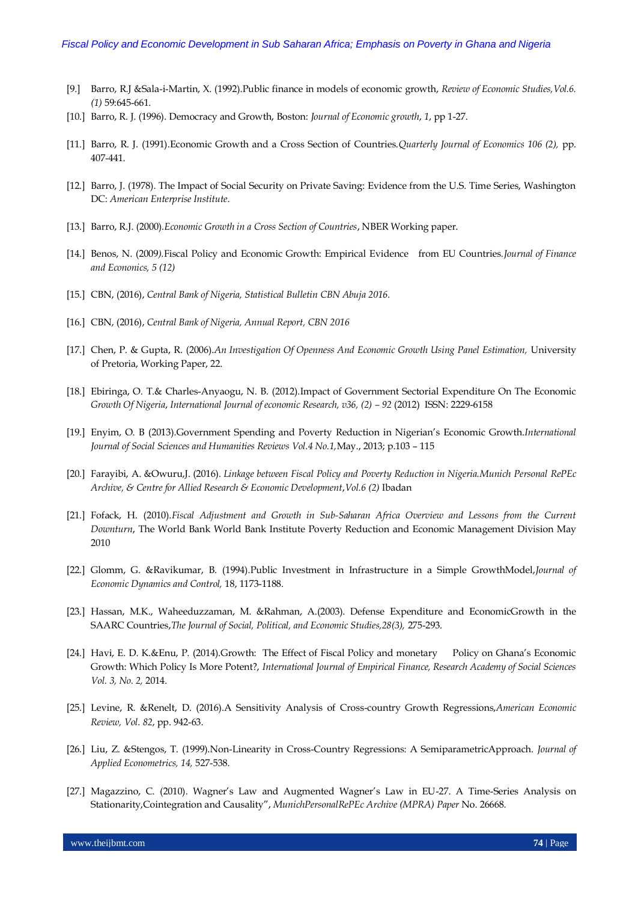- [9.] Barro, R.J &Sala-i-Martin, X. (1992).Public finance in models of economic growth, *Review of Economic Studies,Vol.6. (1)* 59:645-661.
- [10.] Barro, R. J. (1996). Democracy and Growth, Boston: *Journal of Economic growth*, *1*, pp 1-27.
- [11.] Barro, R. J. (1991).Economic Growth and a Cross Section of Countries.*Quarterly Journal of Economics 106 (2),* pp. 407-441.
- [12.] Barro, J. (1978). The Impact of Social Security on Private Saving: Evidence from the U.S. Time Series, Washington DC: *American Enterprise Institute*.
- [13.] Barro, R.J. (2000).*Economic Growth in a Cross Section of Countries*, NBER Working paper.
- [14.] Benos, N. (2009).Fiscal Policy and Economic Growth: Empirical Evidence from EU Countries.*Journal of Finance and Economics, 5 (12)*
- [15.] CBN, (2016), *Central Bank of Nigeria, Statistical Bulletin CBN Abuja 2016*.
- [16.] CBN, (2016), *Central Bank of Nigeria, Annual Report, CBN 2016*
- [17.] Chen, P. & Gupta, R. (2006).*An Investigation Of Openness And Economic Growth Using Panel Estimation,* University of Pretoria, Working Paper, 22.
- [18.] Ebiringa, O. T.& Charles-Anyaogu, N. B. (2012).Impact of Government Sectorial Expenditure On The Economic *Growth Of Nigeria*, *International Journal of economic Research, v36, (2) – 92* (2012) ISSN: 2229-6158
- [19.] Enyim, O. B (2013).Government Spending and Poverty Reduction in Nigerian's Economic Growth.*International Journal of Social Sciences and Humanities Reviews Vol.4 No.1,*May., 2013; p.103 – 115
- [20.] Farayibi, A. &Owuru,J. (2016). *Linkage between Fiscal Policy and Poverty Reduction in Nigeria.Munich Personal RePEc Archive, & Centre for Allied Research & Economic Development*,*Vol.6 (2)* Ibadan
- [21.] Fofack, H. (2010).*Fiscal Adjustment and Growth in Sub-Saharan Africa Overview and Lessons from the Current Downturn*, The World Bank World Bank Institute Poverty Reduction and Economic Management Division May 2010
- [22.] Glomm, G. &Ravikumar, B. (1994).Public Investment in Infrastructure in a Simple GrowthModel,*Journal of Economic Dynamics and Control,* 18, 1173-1188.
- [23.] Hassan, M.K., Waheeduzzaman, M. &Rahman, A.(2003). Defense Expenditure and EconomicGrowth in the SAARC Countries,*The Journal of Social, Political, and Economic Studies,28(3),* 275-293.
- [24.] Havi, E. D. K.&Enu, P. (2014).Growth: The Effect of Fiscal Policy and monetary Policy on Ghana's Economic Growth: Which Policy Is More Potent?, *International Journal of Empirical Finance, Research Academy of Social Sciences Vol. 3, No. 2,* 2014.
- [25.] Levine, R. &Renelt, D. (2016).A Sensitivity Analysis of Cross-country Growth Regressions,*American Economic Review, Vol. 82*, pp. 942-63.
- [26.] Liu, Z. &Stengos, T. (1999).Non-Linearity in Cross-Country Regressions: A SemiparametricApproach. *Journal of Applied Econometrics, 14,* 527-538.
- [27.] Magazzino, C. (2010). Wagner's Law and Augmented Wagner's Law in EU-27. A Time-Series Analysis on Stationarity,Cointegration and Causality", *MunichPersonalRePEc Archive (MPRA) Paper* No. 26668.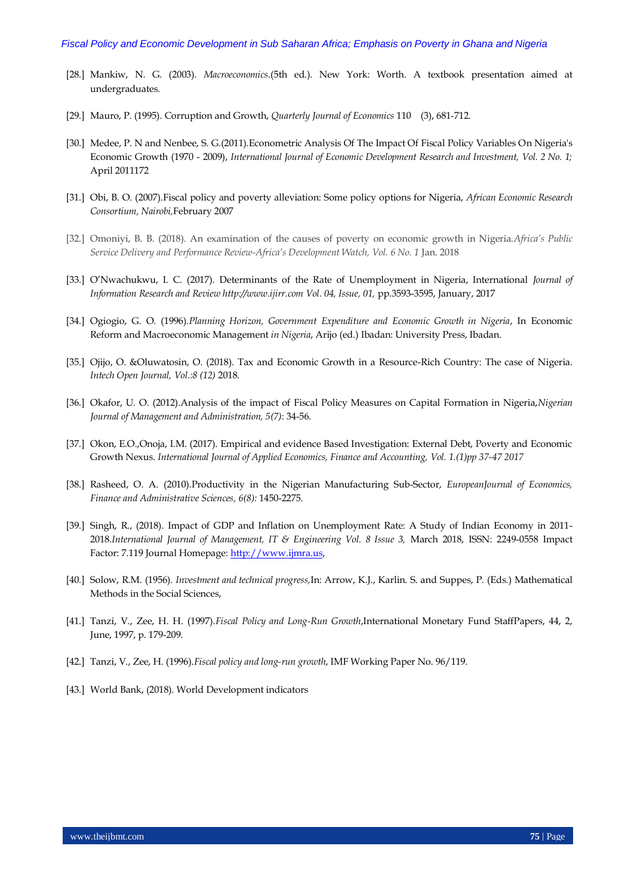[28.] Mankiw, N. G. (2003). *Macroeconomics*.(5th ed.). New York: Worth. A textbook presentation aimed at undergraduates.

[29.] Mauro, P. (1995). Corruption and Growth, *Quarterly Journal of Economics* 110 (3), 681-712.

[30.] Medee, P. N and Nenbee, S. G.(2011).Econometric Analysis Of The Impact Of Fiscal Policy Variables On Nigeria's Economic Growth (1970 - 2009), *International Journal of Economic Development Research and Investment, Vol. 2 No. 1;* April 2011172

[31.] Obi, B. O. (2007).Fiscal policy and poverty alleviation: Some policy options for Nigeria, *African Economic Research Consortium, Nairobi,*February 2007

[32.] Omoniyi, B. B. (2018). An examination of the causes of poverty on economic growth in Nigeria.*Africa's Public Service Delivery and Performance Review-Africa's Development Watch, Vol. 6 No. 1* Jan. 2018

[33.] O'Nwachukwu, I. C. (2017). Determinants of the Rate of Unemployment in Nigeria, International *Journal of Information Research and Review http://www.ijirr.com Vol. 04, Issue, 01,* pp.3593-3595, January, 2017

[34.] Ogiogio, G. O. (1996).*Planning Horizon, Government Expenditure and Economic Growth in Nigeria*, In Economic Reform and Macroeconomic Management *in Nigeria*, Arijo (ed.) Ibadan: University Press, Ibadan.

[35.] Ojijo, O. &Oluwatosin, O. (2018). Tax and Economic Growth in a Resource-Rich Country: The case of Nigeria. *Intech Open Journal, Vol.:8 (12)* 2018.

[36.] Okafor, U. O. (2012).Analysis of the impact of Fiscal Policy Measures on Capital Formation in Nigeria,*Nigerian Journal of Management and Administration, 5(7)*: 34-56.

[37.] Okon, E.O.,Onoja, I.M. (2017). Empirical and evidence Based Investigation: External Debt, Poverty and Economic Growth Nexus. *International Journal of Applied Economics, Finance and Accounting, Vol. 1.(1)pp 37-47 2017*

[38.] Rasheed, O. A. (2010).Productivity in the Nigerian Manufacturing Sub-Sector, *EuropeanJournal of Economics, Finance and Administrative Sciences, 6(8):* 1450-2275.

[39.] Singh, R., (2018). Impact of GDP and Inflation on Unemployment Rate: A Study of Indian Economy in 2011-2018.*International Journal of Management, IT & Engineering Vol. 8 Issue 3,* March 2018, ISSN: 2249-0558 Impact Factor: 7.119 Journal Homepage: http://www.ijmra.us,

[40.] Solow, R.M. (1956). *Investment and technical progress,*In: Arrow, K.J., Karlin. S. and Suppes, P. (Eds.) Mathematical Methods in the Social Sciences,

[41.] Tanzi, V., Zee, H. H. (1997).*Fiscal Policy and Long-Run Growth*,International Monetary Fund StaffPapers, 44, 2, June, 1997, p. 179-209.

[42.] Tanzi, V., Zee, H. (1996).*Fiscal policy and long-run growth*, IMF Working Paper No. 96/119.

[43.] World Bank, (2018). World Development indicators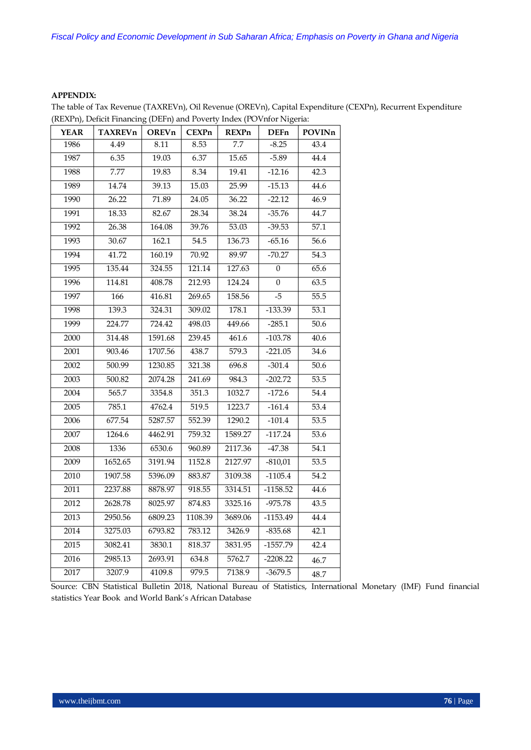**APPENDIX:**

The table of Tax Revenue (TAXREVn), Oil Revenue (OREVn), Capital Expenditure (CEXPn), Recurrent Expenditure (REXPn), Deficit Financing (DEFn) and Poverty Index (POVnfor Nigeria:

| YEAR | TAXREVn | OREVn | CEXPn | REXPn | DEFn | POVINn |
|---|---|---|---|---|---|---|
| 1986 | 4.49 | 8.11 | 8.53 | 7.7 | -8.25 | 43.4 |
| 1987 | 6.35 | 19.03 | 6.37 | 15.65 | -5.89 | 44.4 |
| 1988 | 7.77 | 19.83 | 8.34 | 19.41 | -12.16 | 42.3 |
| 1989 | 14.74 | 39.13 | 15.03 | 25.99 | -15.13 | 44.6 |
| 1990 | 26.22 | 71.89 | 24.05 | 36.22 | -22.12 | 46.9 |
| 1991 | 18.33 | 82.67 | 28.34 | 38.24 | -35.76 | 44.7 |
| 1992 | 26.38 | 164.08 | 39.76 | 53.03 | -39.53 | 57.1 |
| 1993 | 30.67 | 162.1 | 54.5 | 136.73 | -65.16 | 56.6 |
| 1994 | 41.72 | 160.19 | 70.92 | 89.97 | -70.27 | 54.3 |
| 1995 | 135.44 | 324.55 | 121.14 | 127.63 | 0 | 65.6 |
| 1996 | 114.81 | 408.78 | 212.93 | 124.24 | 0 | 63.5 |
| 1997 | 166 | 416.81 | 269.65 | 158.56 | -5 | 55.5 |
| 1998 | 139.3 | 324.31 | 309.02 | 178.1 | -133.39 | 53.1 |
| 1999 | 224.77 | 724.42 | 498.03 | 449.66 | -285.1 | 50.6 |
| 2000 | 314.48 | 1591.68 | 239.45 | 461.6 | -103.78 | 40.6 |
| 2001 | 903.46 | 1707.56 | 438.7 | 579.3 | -221.05 | 34.6 |
| 2002 | 500.99 | 1230.85 | 321.38 | 696.8 | -301.4 | 50.6 |
| 2003 | 500.82 | 2074.28 | 241.69 | 984.3 | -202.72 | 53.5 |
| 2004 | 565.7 | 3354.8 | 351.3 | 1032.7 | -172.6 | 54.4 |
| 2005 | 785.1 | 4762.4 | 519.5 | 1223.7 | -161.4 | 53.4 |
| 2006 | 677.54 | 5287.57 | 552.39 | 1290.2 | -101.4 | 53.5 |
| 2007 | 1264.6 | 4462.91 | 759.32 | 1589.27 | -117.24 | 53.6 |
| 2008 | 1336 | 6530.6 | 960.89 | 2117.36 | -47.38 | 54.1 |
| 2009 | 1652.65 | 3191.94 | 1152.8 | 2127.97 | -810,01 | 53.5 |
| 2010 | 1907.58 | 5396.09 | 883.87 | 3109.38 | -1105.4 | 54.2 |
| 2011 | 2237.88 | 8878.97 | 918.55 | 3314.51 | -1158.52 | 44.6 |
| 2012 | 2628.78 | 8025.97 | 874.83 | 3325.16 | -975.78 | 43.5 |
| 2013 | 2950.56 | 6809.23 | 1108.39 | 3689.06 | -1153.49 | 44.4 |
| 2014 | 3275.03 | 6793.82 | 783.12 | 3426.9 | -835.68 | 42.1 |
| 2015 | 3082.41 | 3830.1 | 818.37 | 3831.95 | -1557.79 | 42.4 |
| 2016 | 2985.13 | 2693.91 | 634.8 | 5762.7 | -2208.22 | 46.7 |
| 2017 | 3207.9 | 4109.8 | 979.5 | 7138.9 | -3679.5 | 48.7 |

Source: CBN Statistical Bulletin 2018, National Bureau of Statistics, International Monetary (IMF) Fund financial statistics Year Book and World Bank's African Database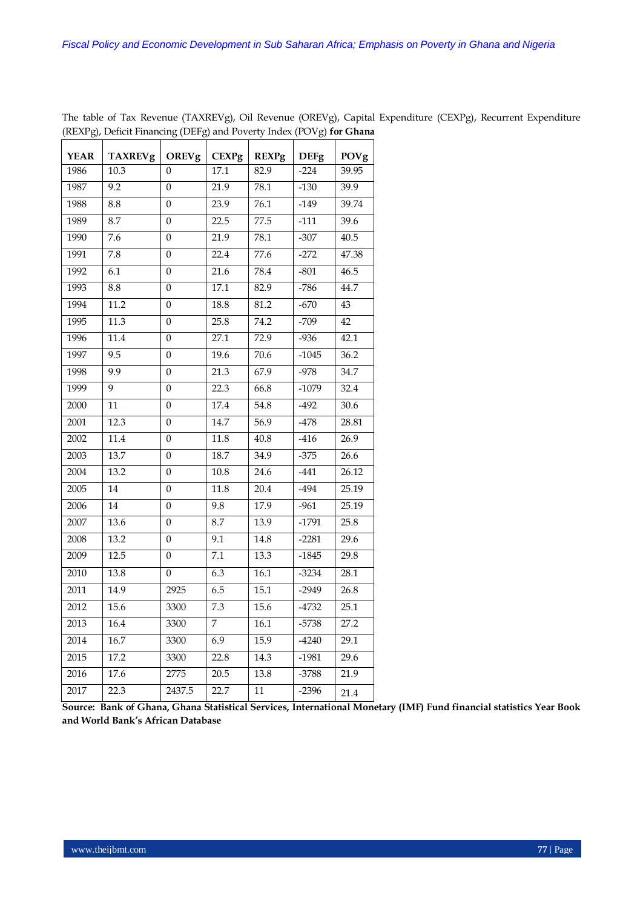The table of Tax Revenue (TAXREVg), Oil Revenue (OREVg), Capital Expenditure (CEXPg), Recurrent Expenditure (REXPg), Deficit Financing (DEFg) and Poverty Index (POVg) **for Ghana**

| YEAR | TAXREVg | OREVg | CEXPg | REXPg | DEFg | POVg |
|---|---|---|---|---|---|---|
| 1986 | 10.3 | 0 | 17.1 | 82.9 | -224 | 39.95 |
| 1987 | 9.2 | 0 | 21.9 | 78.1 | -130 | 39.9 |
| 1988 | 8.8 | 0 | 23.9 | 76.1 | -149 | 39.74 |
| 1989 | 8.7 | 0 | 22.5 | 77.5 | -111 | 39.6 |
| 1990 | 7.6 | 0 | 21.9 | 78.1 | -307 | 40.5 |
| 1991 | 7.8 | 0 | 22.4 | 77.6 | -272 | 47.38 |
| 1992 | 6.1 | 0 | 21.6 | 78.4 | -801 | 46.5 |
| 1993 | 8.8 | 0 | 17.1 | 82.9 | -786 | 44.7 |
| 1994 | 11.2 | 0 | 18.8 | 81.2 | -670 | 43 |
| 1995 | 11.3 | 0 | 25.8 | 74.2 | -709 | 42 |
| 1996 | 11.4 | 0 | 27.1 | 72.9 | -936 | 42.1 |
| 1997 | 9.5 | 0 | 19.6 | 70.6 | -1045 | 36.2 |
| 1998 | 9.9 | 0 | 21.3 | 67.9 | -978 | 34.7 |
| 1999 | 9 | 0 | 22.3 | 66.8 | -1079 | 32.4 |
| 2000 | 11 | 0 | 17.4 | 54.8 | -492 | 30.6 |
| 2001 | 12.3 | 0 | 14.7 | 56.9 | -478 | 28.81 |
| 2002 | 11.4 | 0 | 11.8 | 40.8 | -416 | 26.9 |
| 2003 | 13.7 | 0 | 18.7 | 34.9 | -375 | 26.6 |
| 2004 | 13.2 | 0 | 10.8 | 24.6 | -441 | 26.12 |
| 2005 | 14 | 0 | 11.8 | 20.4 | -494 | 25.19 |
| 2006 | 14 | 0 | 9.8 | 17.9 | -961 | 25.19 |
| 2007 | 13.6 | 0 | 8.7 | 13.9 | -1791 | 25.8 |
| 2008 | 13.2 | 0 | 9.1 | 14.8 | -2281 | 29.6 |
| 2009 | 12.5 | 0 | 7.1 | 13.3 | -1845 | 29.8 |
| 2010 | 13.8 | 0 | 6.3 | 16.1 | -3234 | 28.1 |
| 2011 | 14.9 | 2925 | 6.5 | 15.1 | -2949 | 26.8 |
| 2012 | 15.6 | 3300 | 7.3 | 15.6 | -4732 | 25.1 |
| 2013 | 16.4 | 3300 | 7 | 16.1 | -5738 | 27.2 |
| 2014 | 16.7 | 3300 | 6.9 | 15.9 | -4240 | 29.1 |
| 2015 | 17.2 | 3300 | 22.8 | 14.3 | -1981 | 29.6 |
| 2016 | 17.6 | 2775 | 20.5 | 13.8 | -3788 | 21.9 |
| 2017 | 22.3 | 2437.5 | 22.7 | 11 | -2396 | 21.4 |

**Source: Bank of Ghana, Ghana Statistical Services, International Monetary (IMF) Fund financial statistics Year Book and World Bank's African Database**